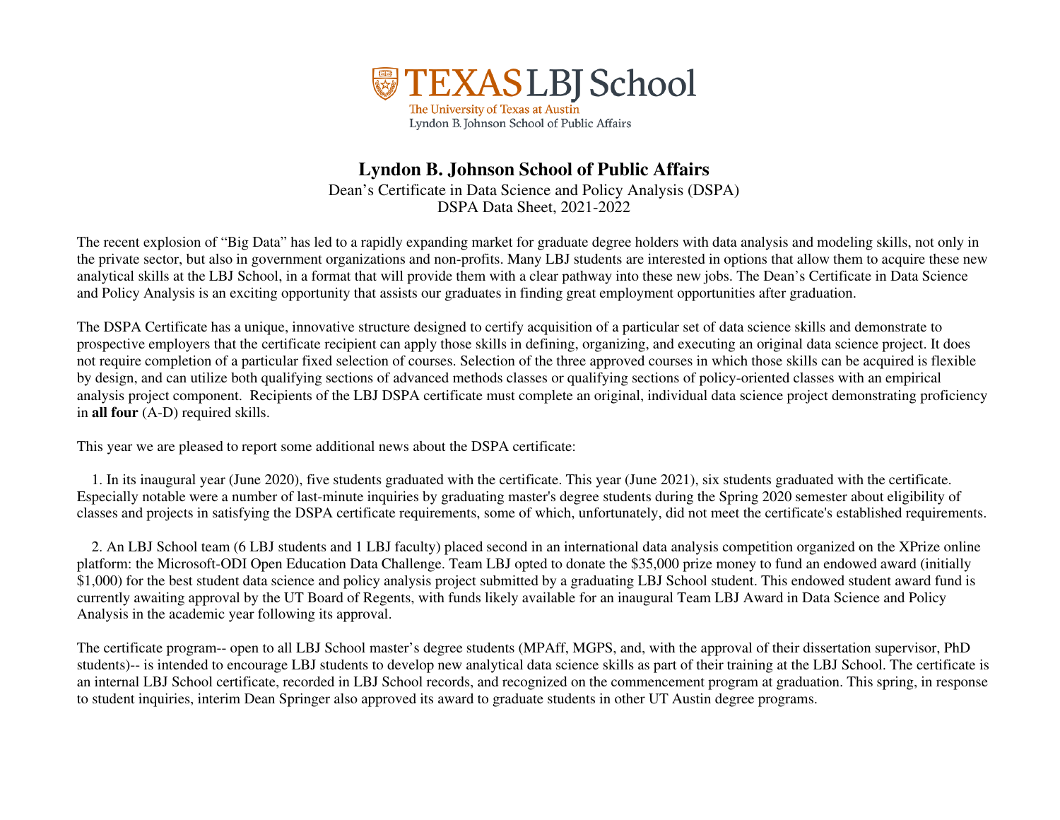TEXAS LBJ School

The University of Texas at Austin
Lyndon B. Johnson School of Public Affairs

# Lyndon B. Johnson School of Public Affairs

Dean's Certificate in Data Science and Policy Analysis (DSPA)
DSPA Data Sheet, 2021-2022

The recent explosion of "Big Data" has led to a rapidly expanding market for graduate degree holders with data analysis and modeling skills, not only in the private sector, but also in government organizations and non-profits. Many LBJ students are interested in options that allow them to acquire these new analytical skills at the LBJ School, in a format that will provide them with a clear pathway into these new jobs. The Dean's Certificate in Data Science and Policy Analysis is an exciting opportunity that assists our graduates in finding great employment opportunities after graduation.

The DSPA Certificate has a unique, innovative structure designed to certify acquisition of a particular set of data science skills and demonstrate to prospective employers that the certificate recipient can apply those skills in defining, organizing, and executing an original data science project. It does not require completion of a particular fixed selection of courses. Selection of the three approved courses in which those skills can be acquired is flexible by design, and can utilize both qualifying sections of advanced methods classes or qualifying sections of policy-oriented classes with an empirical analysis project component. Recipients of the LBJ DSPA certificate must complete an original, individual data science project demonstrating proficiency in **all four** (A-D) required skills.

This year we are pleased to report some additional news about the DSPA certificate:

1. In its inaugural year (June 2020), five students graduated with the certificate. This year (June 2021), six students graduated with the certificate. Especially notable were a number of last-minute inquiries by graduating master's degree students during the Spring 2020 semester about eligibility of classes and projects in satisfying the DSPA certificate requirements, some of which, unfortunately, did not meet the certificate's established requirements.

2. An LBJ School team (6 LBJ students and 1 LBJ faculty) placed second in an international data analysis competition organized on the XPrize online platform: the Microsoft-ODI Open Education Data Challenge. Team LBJ opted to donate the $35,000 prize money to fund an endowed award (initially $1,000) for the best student data science and policy analysis project submitted by a graduating LBJ School student. This endowed student award fund is currently awaiting approval by the UT Board of Regents, with funds likely available for an inaugural Team LBJ Award in Data Science and Policy Analysis in the academic year following its approval.

The certificate program-- open to all LBJ School master's degree students (MPAff, MGPS, and, with the approval of their dissertation supervisor, PhD students)-- is intended to encourage LBJ students to develop new analytical data science skills as part of their training at the LBJ School. The certificate is an internal LBJ School certificate, recorded in LBJ School records, and recognized on the commencement program at graduation. This spring, in response to student inquiries, interim Dean Springer also approved its award to graduate students in other UT Austin degree programs.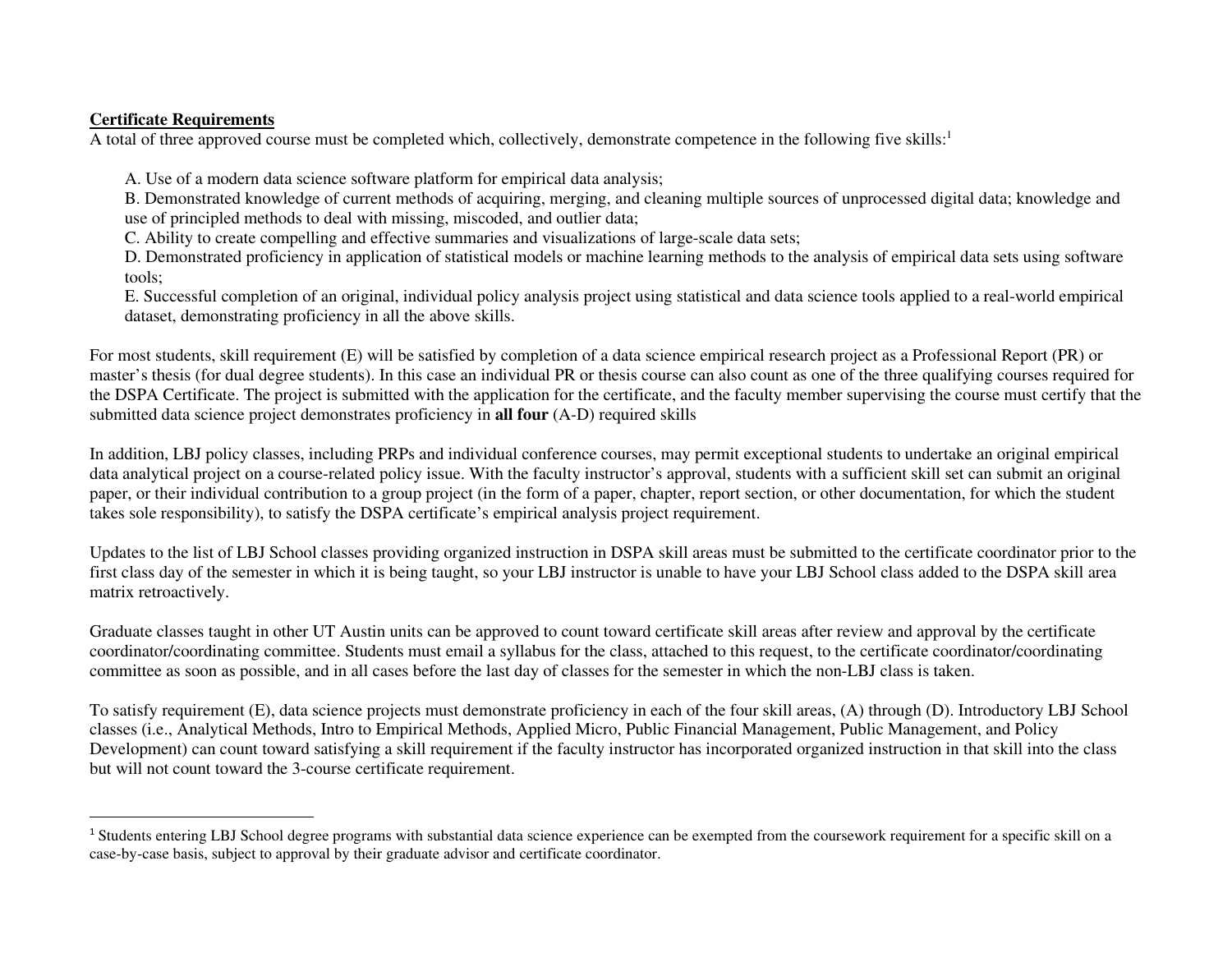**Certificate Requirements**

A total of three approved course must be completed which, collectively, demonstrate competence in the following five skills:[1]

A. Use of a modern data science software platform for empirical data analysis;

B. Demonstrated knowledge of current methods of acquiring, merging, and cleaning multiple sources of unprocessed digital data; knowledge and use of principled methods to deal with missing, miscoded, and outlier data;

C. Ability to create compelling and effective summaries and visualizations of large-scale data sets;

D. Demonstrated proficiency in application of statistical models or machine learning methods to the analysis of empirical data sets using software tools;

E. Successful completion of an original, individual policy analysis project using statistical and data science tools applied to a real-world empirical dataset, demonstrating proficiency in all the above skills.

For most students, skill requirement (E) will be satisfied by completion of a data science empirical research project as a Professional Report (PR) or master's thesis (for dual degree students). In this case an individual PR or thesis course can also count as one of the three qualifying courses required for the DSPA Certificate. The project is submitted with the application for the certificate, and the faculty member supervising the course must certify that the submitted data science project demonstrates proficiency in **all four** (A-D) required skills

In addition, LBJ policy classes, including PRPs and individual conference courses, may permit exceptional students to undertake an original empirical data analytical project on a course-related policy issue. With the faculty instructor's approval, students with a sufficient skill set can submit an original paper, or their individual contribution to a group project (in the form of a paper, chapter, report section, or other documentation, for which the student takes sole responsibility), to satisfy the DSPA certificate's empirical analysis project requirement.

Updates to the list of LBJ School classes providing organized instruction in DSPA skill areas must be submitted to the certificate coordinator prior to the first class day of the semester in which it is being taught, so your LBJ instructor is unable to have your LBJ School class added to the DSPA skill area matrix retroactively.

Graduate classes taught in other UT Austin units can be approved to count toward certificate skill areas after review and approval by the certificate coordinator/coordinating committee. Students must email a syllabus for the class, attached to this request, to the certificate coordinator/coordinating committee as soon as possible, and in all cases before the last day of classes for the semester in which the non-LBJ class is taken.

To satisfy requirement (E), data science projects must demonstrate proficiency in each of the four skill areas, (A) through (D). Introductory LBJ School classes (i.e., Analytical Methods, Intro to Empirical Methods, Applied Micro, Public Financial Management, Public Management, and Policy Development) can count toward satisfying a skill requirement if the faculty instructor has incorporated organized instruction in that skill into the class but will not count toward the 3-course certificate requirement.

---

[1] Students entering LBJ School degree programs with substantial data science experience can be exempted from the coursework requirement for a specific skill on a case-by-case basis, subject to approval by their graduate advisor and certificate coordinator.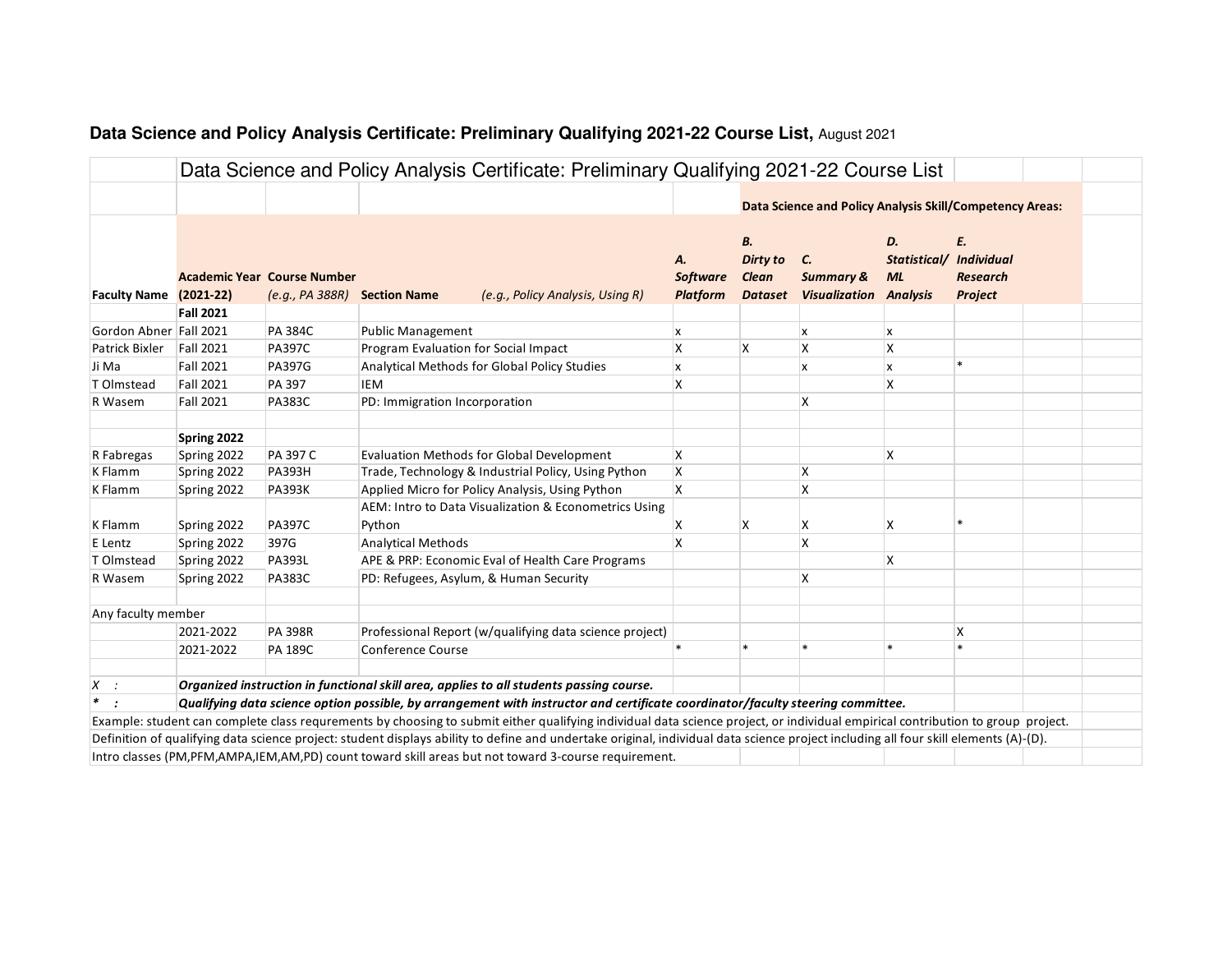## **Data Science and Policy Analysis Certificate: Preliminary Qualifying 2021-22 Course List,** August 2021

| | Data Science and Policy Analysis Certificate: Preliminary Qualifying 2021-22 Course List | | | | | | | |
|---|---|---|---|---|---|---|---|---|
| | | | | | Data Science and Policy Analysis Skill/Competency Areas: | | | |
| **Faculty Name** | **Academic Year (2021-22)** | **Course Number** *(e.g., PA 388R)* | **Section Name** *(e.g., Policy Analysis, Using R)* | ***A. Software Platform*** | ***B. Dirty to Clean Dataset*** | ***C. Summary & Visualization*** | ***D. Statistical/ ML Analysis*** | ***E. Individual Research Project*** |
| | **Fall 2021** | | | | | | | |
| Gordon Abner | Fall 2021 | PA 384C | Public Management | x | | x | x | |
| Patrick Bixler | Fall 2021 | PA397C | Program Evaluation for Social Impact | X | X | X | X | |
| Ji Ma | Fall 2021 | PA397G | Analytical Methods for Global Policy Studies | x | | x | x | * |
| T Olmstead | Fall 2021 | PA 397 | IEM | X | | | X | |
| R Wasem | Fall 2021 | PA383C | PD: Immigration Incorporation | | | X | | |
| | | | | | | | | |
| | **Spring 2022** | | | | | | | |
| R Fabregas | Spring 2022 | PA 397 C | Evaluation Methods for Global Development | X | | | X | |
| K Flamm | Spring 2022 | PA393H | Trade, Technology & Industrial Policy, Using Python | X | | X | | |
| K Flamm | Spring 2022 | PA393K | Applied Micro for Policy Analysis, Using Python | X | | X | | |
| K Flamm | Spring 2022 | PA397C | AEM: Intro to Data Visualization & Econometrics Using Python | X | X | X | X | * |
| E Lentz | Spring 2022 | 397G | Analytical Methods | X | | X | | |
| T Olmstead | Spring 2022 | PA393L | APE & PRP: Economic Eval of Health Care Programs | | | | X | |
| R Wasem | Spring 2022 | PA383C | PD: Refugees, Asylum, & Human Security | | | X | | |
| | | | | | | | | |
| Any faculty member | | | | | | | | |
| | 2021-2022 | PA 398R | Professional Report (w/qualifying data science project) | | | | | X |
| | 2021-2022 | PA 189C | Conference Course | * | * | * | * | * |
| | | | | | | | | |
| *X :* | ***Organized instruction in functional skill area, applies to all students passing course.*** | | | | | | | |
| ***\* :*** | ***Qualifying data science option possible, by arrangement with instructor and certificate coordinator/faculty steering committee.*** | | | | | | | |

Example: student can complete class requrements by choosing to submit either qualifying individual data science project, or individual empirical contribution to group project.

Definition of qualifying data science project: student displays ability to define and undertake original, individual data science project including all four skill elements (A)-(D).

Intro classes (PM,PFM,AMPA,IEM,AM,PD) count toward skill areas but not toward 3-course requirement.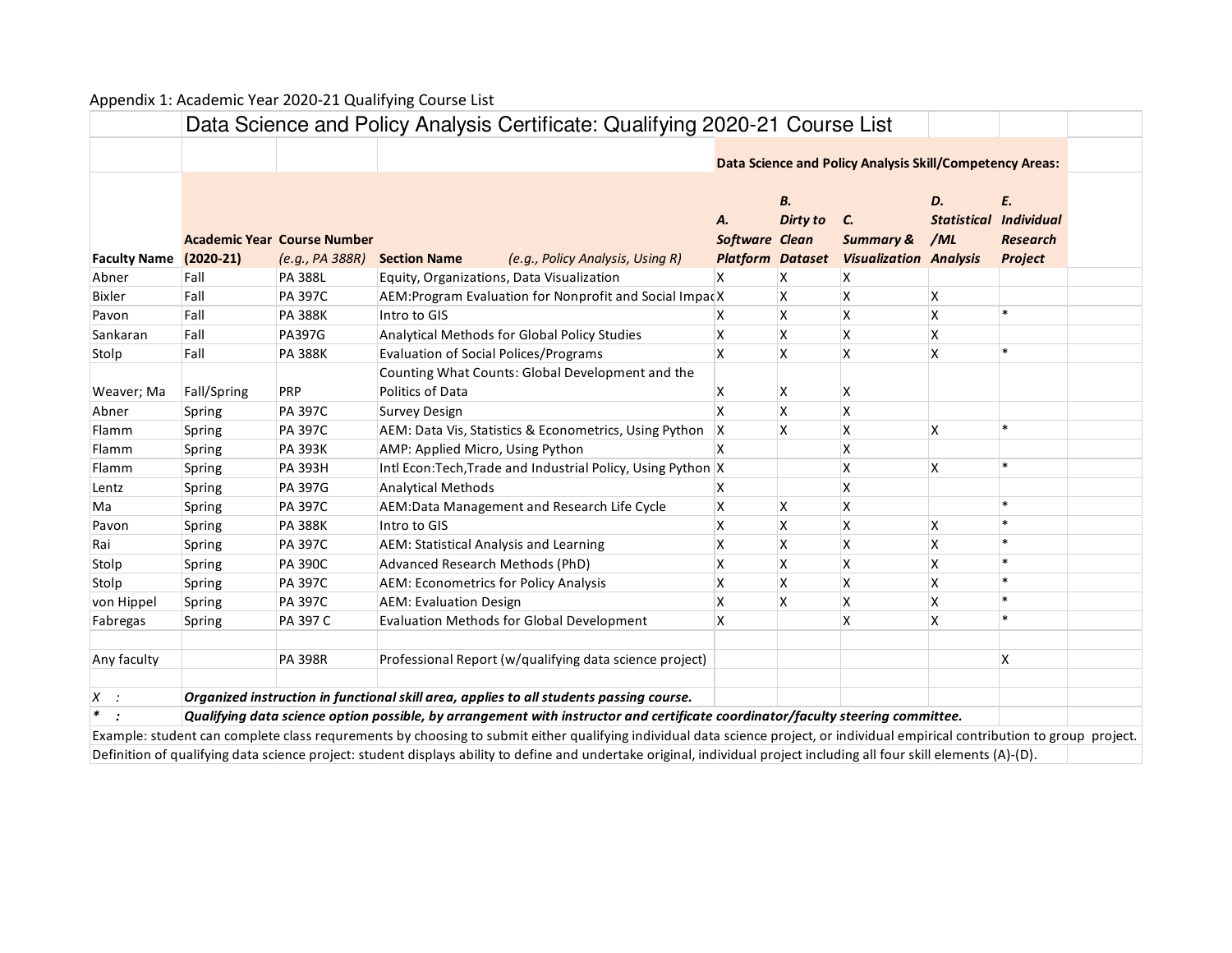Appendix 1: Academic Year 2020-21 Qualifying Course List

## Data Science and Policy Analysis Certificate: Qualifying 2020-21 Course List

| Faculty Name | Academic Year (2020-21) | Course Number *(e.g., PA 388R)* | Section Name *(e.g., Policy Analysis, Using R)* | *A. Software Platform* | *B. Dirty to Clean Dataset* | *C. Summary & Visualization* | *D. Statistical /ML Analysis* | *E. Individual Research Project* |
|---|---|---|---|---|---|---|---|---|
| | | | | **Data Science and Policy Analysis Skill/Competency Areas:** | | | | |
| Abner | Fall | PA 388L | Equity, Organizations, Data Visualization | X | X | X | | |
| Bixler | Fall | PA 397C | AEM:Program Evaluation for Nonprofit and Social Impac | X | X | X | X | |
| Pavon | Fall | PA 388K | Intro to GIS | X | X | X | X | * |
| Sankaran | Fall | PA397G | Analytical Methods for Global Policy Studies | X | X | X | X | |
| Stolp | Fall | PA 388K | Evaluation of Social Polices/Programs | X | X | X | X | * |
| Weaver; Ma | Fall/Spring | PRP | Counting What Counts: Global Development and the Politics of Data | X | X | X | | |
| Abner | Spring | PA 397C | Survey Design | X | X | X | | |
| Flamm | Spring | PA 397C | AEM: Data Vis, Statistics & Econometrics, Using Python | X | X | X | X | * |
| Flamm | Spring | PA 393K | AMP: Applied Micro, Using Python | X | | X | | |
| Flamm | Spring | PA 393H | Intl Econ:Tech,Trade and Industrial Policy, Using Python | X | | X | X | * |
| Lentz | Spring | PA 397G | Analytical Methods | X | | X | | |
| Ma | Spring | PA 397C | AEM:Data Management and Research Life Cycle | X | X | X | | * |
| Pavon | Spring | PA 388K | Intro to GIS | X | X | X | X | * |
| Rai | Spring | PA 397C | AEM: Statistical Analysis and Learning | X | X | X | X | * |
| Stolp | Spring | PA 390C | Advanced Research Methods (PhD) | X | X | X | X | * |
| Stolp | Spring | PA 397C | AEM: Econometrics for Policy Analysis | X | X | X | X | * |
| von Hippel | Spring | PA 397C | AEM: Evaluation Design | X | X | X | X | * |
| Fabregas | Spring | PA 397 C | Evaluation Methods for Global Development | X | | X | X | * |
| | | | | | | | | |
| Any faculty | | PA 398R | Professional Report (w/qualifying data science project) | | | | | X |

*X :* ***Organized instruction in functional skill area, applies to all students passing course.***

*\* :* ***Qualifying data science option possible, by arrangement with instructor and certificate coordinator/faculty steering committee.***

Example: student can complete class requrements by choosing to submit either qualifying individual data science project, or individual empirical contribution to group project.

Definition of qualifying data science project: student displays ability to define and undertake original, individual project including all four skill elements (A)-(D).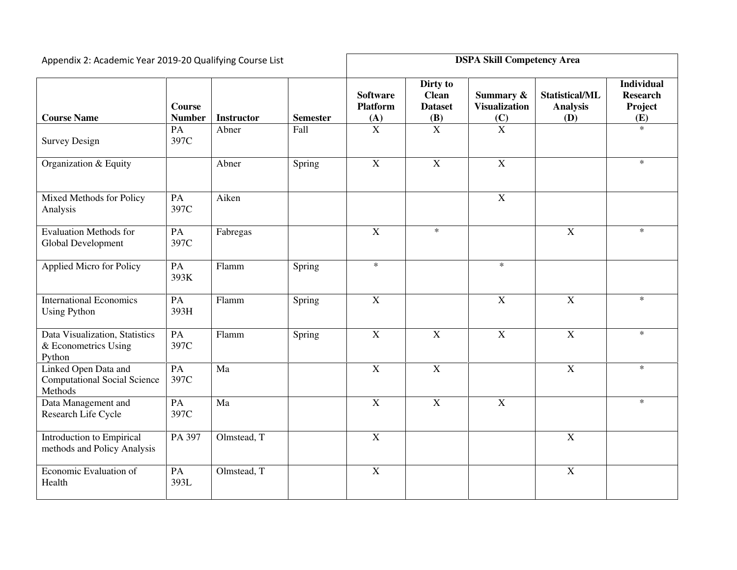Appendix 2: Academic Year 2019-20 Qualifying Course List

| Course Name | Course Number | Instructor | Semester | DSPA Skill Competency Area | | | | |
|---|---|---|---|---|---|---|---|---|
| | | | | **Software Platform (A)** | **Dirty to Clean Dataset (B)** | **Summary & Visualization (C)** | **Statistical/ML Analysis (D)** | **Individual Research Project (E)** |
| Survey Design | PA 397C | Abner | Fall | X | X | X | | * |
| Organization & Equity | | Abner | Spring | X | X | X | | * |
| Mixed Methods for Policy Analysis | PA 397C | Aiken | | | | X | | |
| Evaluation Methods for Global Development | PA 397C | Fabregas | | X | * | | X | * |
| Applied Micro for Policy | PA 393K | Flamm | Spring | * | | * | | |
| International Economics Using Python | PA 393H | Flamm | Spring | X | | X | X | * |
| Data Visualization, Statistics & Econometrics Using Python | PA 397C | Flamm | Spring | X | X | X | X | * |
| Linked Open Data and Computational Social Science Methods | PA 397C | Ma | | X | X | | X | * |
| Data Management and Research Life Cycle | PA 397C | Ma | | X | X | X | | * |
| Introduction to Empirical methods and Policy Analysis | PA 397 | Olmstead, T | | X | | | X | |
| Economic Evaluation of Health | PA 393L | Olmstead, T | | X | | | X | |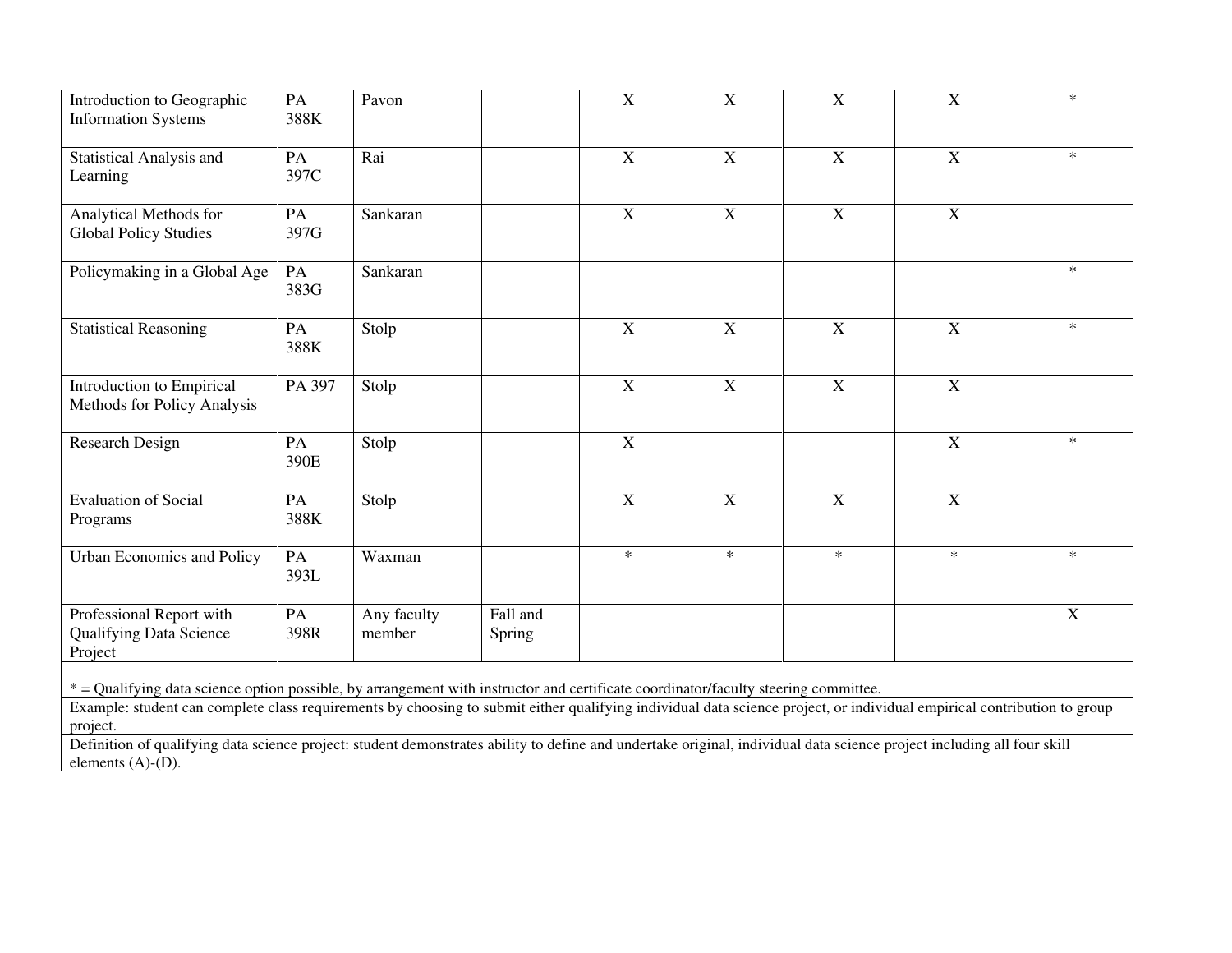| Introduction to Geographic Information Systems | PA 388K | Pavon | | X | X | X | X | * |
|---|---|---|---|---|---|---|---|---|
| Statistical Analysis and Learning | PA 397C | Rai | | X | X | X | X | * |
| Analytical Methods for Global Policy Studies | PA 397G | Sankaran | | X | X | X | X | |
| Policymaking in a Global Age | PA 383G | Sankaran | | | | | | * |
| Statistical Reasoning | PA 388K | Stolp | | X | X | X | X | * |
| Introduction to Empirical Methods for Policy Analysis | PA 397 | Stolp | | X | X | X | X | |
| Research Design | PA 390E | Stolp | | X | | | X | * |
| Evaluation of Social Programs | PA 388K | Stolp | | X | X | X | X | |
| Urban Economics and Policy | PA 393L | Waxman | | * | * | * | * | * |
| Professional Report with Qualifying Data Science Project | PA 398R | Any faculty member | Fall and Spring | | | | | X |

* = Qualifying data science option possible, by arrangement with instructor and certificate coordinator/faculty steering committee.

Example: student can complete class requirements by choosing to submit either qualifying individual data science project, or individual empirical contribution to group project.

Definition of qualifying data science project: student demonstrates ability to define and undertake original, individual data science project including all four skill elements (A)-(D).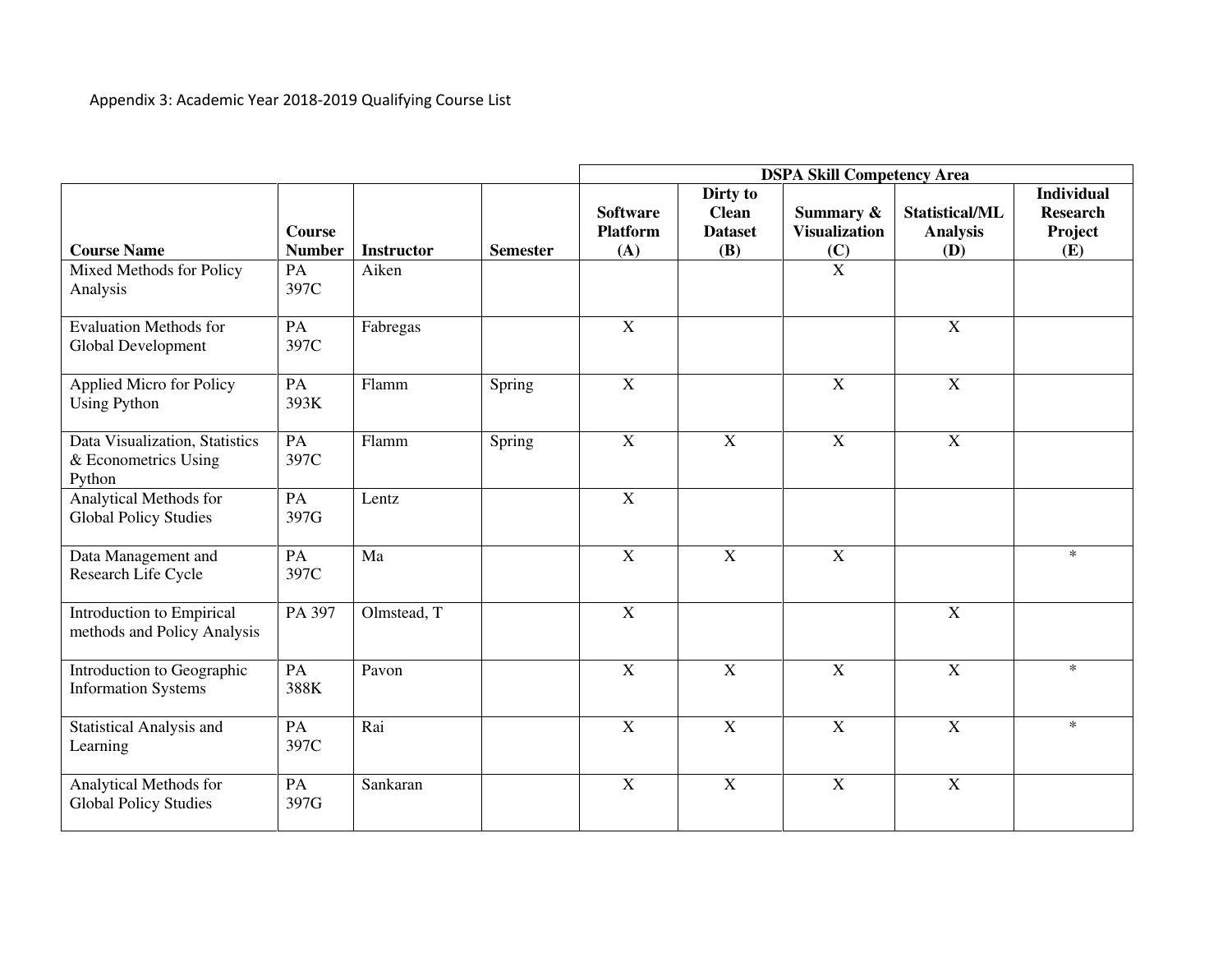Appendix 3: Academic Year 2018-2019 Qualifying Course List

| | | | | DSPA Skill Competency Area | | | | |
|---|---|---|---|---|---|---|---|---|
| **Course Name** | **Course Number** | **Instructor** | **Semester** | **Software Platform (A)** | **Dirty to Clean Dataset (B)** | **Summary & Visualization (C)** | **Statistical/ML Analysis (D)** | **Individual Research Project (E)** |
| Mixed Methods for Policy Analysis | PA 397C | Aiken | | | | X | | |
| Evaluation Methods for Global Development | PA 397C | Fabregas | | X | | | X | |
| Applied Micro for Policy Using Python | PA 393K | Flamm | Spring | X | | X | X | |
| Data Visualization, Statistics & Econometrics Using Python | PA 397C | Flamm | Spring | X | X | X | X | |
| Analytical Methods for Global Policy Studies | PA 397G | Lentz | | X | | | | |
| Data Management and Research Life Cycle | PA 397C | Ma | | X | X | X | | * |
| Introduction to Empirical methods and Policy Analysis | PA 397 | Olmstead, T | | X | | | X | |
| Introduction to Geographic Information Systems | PA 388K | Pavon | | X | X | X | X | * |
| Statistical Analysis and Learning | PA 397C | Rai | | X | X | X | X | * |
| Analytical Methods for Global Policy Studies | PA 397G | Sankaran | | X | X | X | X | |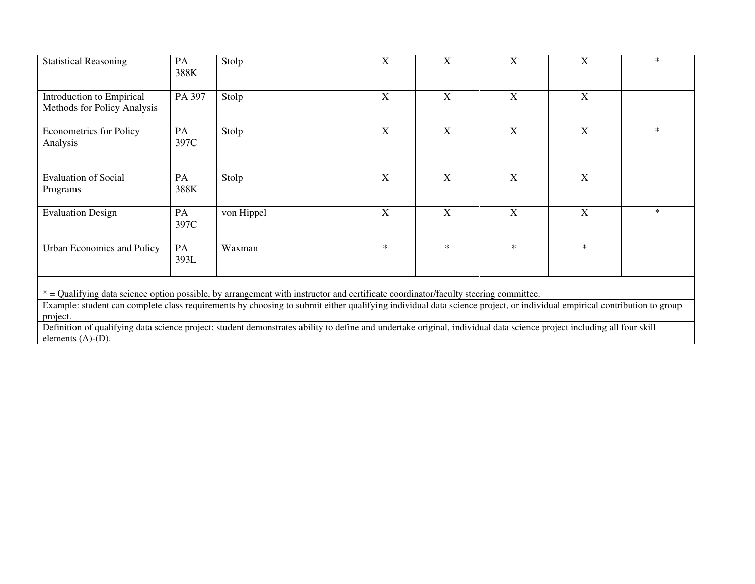| | | | | | | | | |
|---|---|---|---|---|---|---|---|---|
| Statistical Reasoning | PA 388K | Stolp | | X | X | X | X | * |
| Introduction to Empirical Methods for Policy Analysis | PA 397 | Stolp | | X | X | X | X | |
| Econometrics for Policy Analysis | PA 397C | Stolp | | X | X | X | X | * |
| Evaluation of Social Programs | PA 388K | Stolp | | X | X | X | X | |
| Evaluation Design | PA 397C | von Hippel | | X | X | X | X | * |
| Urban Economics and Policy | PA 393L | Waxman | | * | * | * | * | |

* = Qualifying data science option possible, by arrangement with instructor and certificate coordinator/faculty steering committee.

Example: student can complete class requirements by choosing to submit either qualifying individual data science project, or individual empirical contribution to group project.

Definition of qualifying data science project: student demonstrates ability to define and undertake original, individual data science project including all four skill elements (A)-(D).